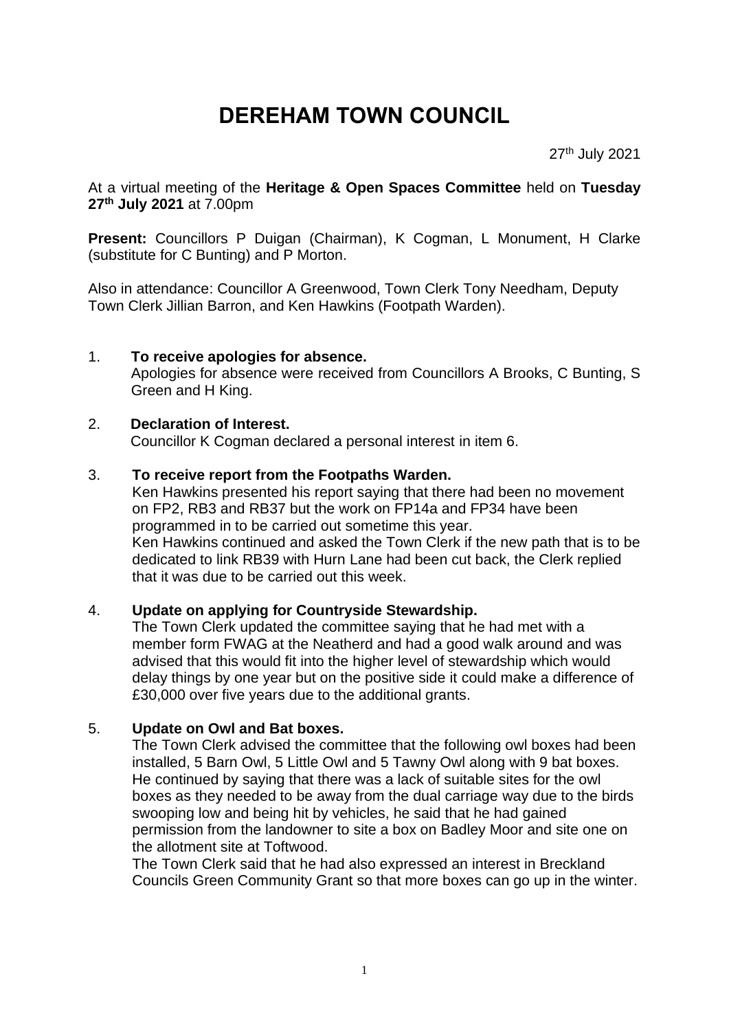# DEREHAM TOWN COUNCIL

27th July 2021

At a virtual meeting of the **Heritage & Open Spaces Committee** held on **Tuesday 27th July 2021** at 7.00pm

**Present:** Councillors P Duigan (Chairman), K Cogman, L Monument, H Clarke (substitute for C Bunting) and P Morton.

Also in attendance: Councillor A Greenwood, Town Clerk Tony Needham, Deputy Town Clerk Jillian Barron, and Ken Hawkins (Footpath Warden).

1. **To receive apologies for absence.**
   Apologies for absence were received from Councillors A Brooks, C Bunting, S Green and H King.

2. **Declaration of Interest.**
   Councillor K Cogman declared a personal interest in item 6.

3. **To receive report from the Footpaths Warden.**
   Ken Hawkins presented his report saying that there had been no movement on FP2, RB3 and RB37 but the work on FP14a and FP34 have been programmed in to be carried out sometime this year.
   Ken Hawkins continued and asked the Town Clerk if the new path that is to be dedicated to link RB39 with Hurn Lane had been cut back, the Clerk replied that it was due to be carried out this week.

4. **Update on applying for Countryside Stewardship.**
   The Town Clerk updated the committee saying that he had met with a member form FWAG at the Neatherd and had a good walk around and was advised that this would fit into the higher level of stewardship which would delay things by one year but on the positive side it could make a difference of £30,000 over five years due to the additional grants.

5. **Update on Owl and Bat boxes.**
   The Town Clerk advised the committee that the following owl boxes had been installed, 5 Barn Owl, 5 Little Owl and 5 Tawny Owl along with 9 bat boxes. He continued by saying that there was a lack of suitable sites for the owl boxes as they needed to be away from the dual carriage way due to the birds swooping low and being hit by vehicles, he said that he had gained permission from the landowner to site a box on Badley Moor and site one on the allotment site at Toftwood.
   The Town Clerk said that he had also expressed an interest in Breckland Councils Green Community Grant so that more boxes can go up in the winter.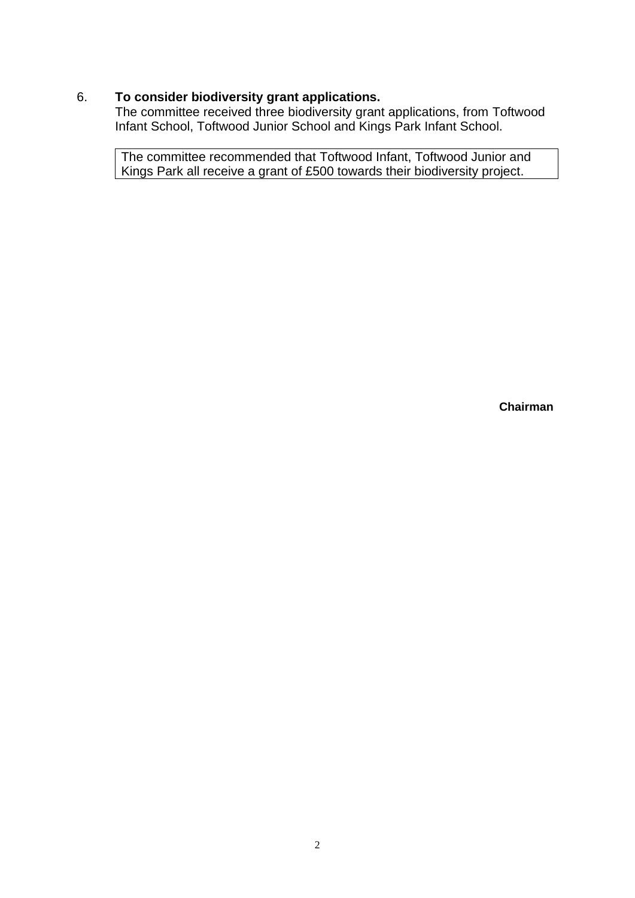6. **To consider biodiversity grant applications.**

The committee received three biodiversity grant applications, from Toftwood Infant School, Toftwood Junior School and Kings Park Infant School.

| |
|---|
| The committee recommended that Toftwood Infant, Toftwood Junior and Kings Park all receive a grant of £500 towards their biodiversity project. |

**Chairman**